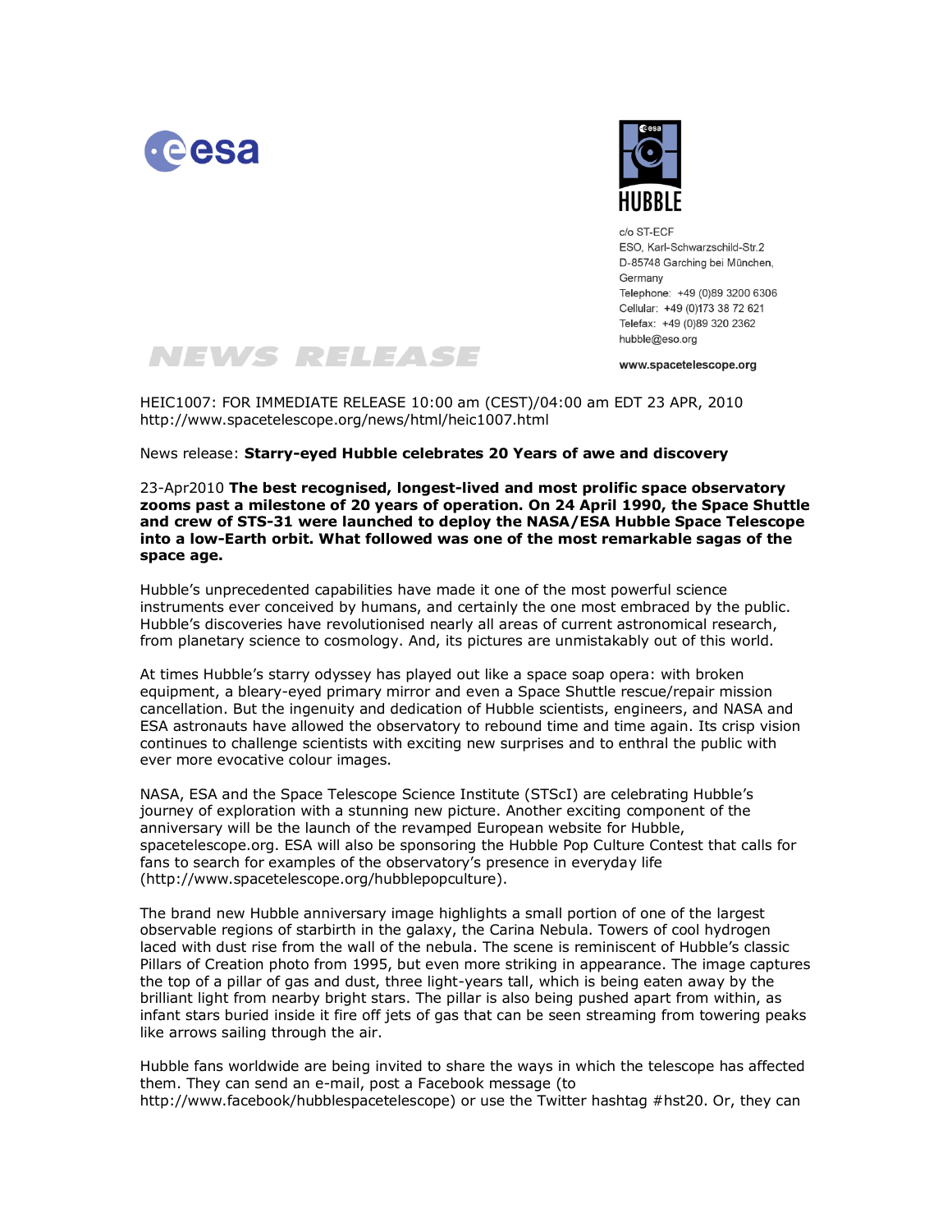c/o ST-ECF
ESO, Karl-Schwarzschild-Str.2
D-85748 Garching bei München,
Germany
Telephone: +49 (0)89 3200 6306
Cellular: +49 (0)173 38 72 621
Telefax: +49 (0)89 320 2362
hubble@eso.org

www.spacetelescope.org

# NEWS RELEASE

HEIC1007: FOR IMMEDIATE RELEASE 10:00 am (CEST)/04:00 am EDT 23 APR, 2010
http://www.spacetelescope.org/news/html/heic1007.html

News release: **Starry-eyed Hubble celebrates 20 Years of awe and discovery**

23-Apr2010 **The best recognised, longest-lived and most prolific space observatory zooms past a milestone of 20 years of operation. On 24 April 1990, the Space Shuttle and crew of STS-31 were launched to deploy the NASA/ESA Hubble Space Telescope into a low-Earth orbit. What followed was one of the most remarkable sagas of the space age.**

Hubble's unprecedented capabilities have made it one of the most powerful science instruments ever conceived by humans, and certainly the one most embraced by the public. Hubble's discoveries have revolutionised nearly all areas of current astronomical research, from planetary science to cosmology. And, its pictures are unmistakably out of this world.

At times Hubble's starry odyssey has played out like a space soap opera: with broken equipment, a bleary-eyed primary mirror and even a Space Shuttle rescue/repair mission cancellation. But the ingenuity and dedication of Hubble scientists, engineers, and NASA and ESA astronauts have allowed the observatory to rebound time and time again. Its crisp vision continues to challenge scientists with exciting new surprises and to enthral the public with ever more evocative colour images.

NASA, ESA and the Space Telescope Science Institute (STScI) are celebrating Hubble's journey of exploration with a stunning new picture. Another exciting component of the anniversary will be the launch of the revamped European website for Hubble, spacetelescope.org. ESA will also be sponsoring the Hubble Pop Culture Contest that calls for fans to search for examples of the observatory's presence in everyday life (http://www.spacetelescope.org/hubblepopculture).

The brand new Hubble anniversary image highlights a small portion of one of the largest observable regions of starbirth in the galaxy, the Carina Nebula. Towers of cool hydrogen laced with dust rise from the wall of the nebula. The scene is reminiscent of Hubble's classic Pillars of Creation photo from 1995, but even more striking in appearance. The image captures the top of a pillar of gas and dust, three light-years tall, which is being eaten away by the brilliant light from nearby bright stars. The pillar is also being pushed apart from within, as infant stars buried inside it fire off jets of gas that can be seen streaming from towering peaks like arrows sailing through the air.

Hubble fans worldwide are being invited to share the ways in which the telescope has affected them. They can send an e-mail, post a Facebook message (to http://www.facebook/hubblespacetelescope) or use the Twitter hashtag #hst20. Or, they can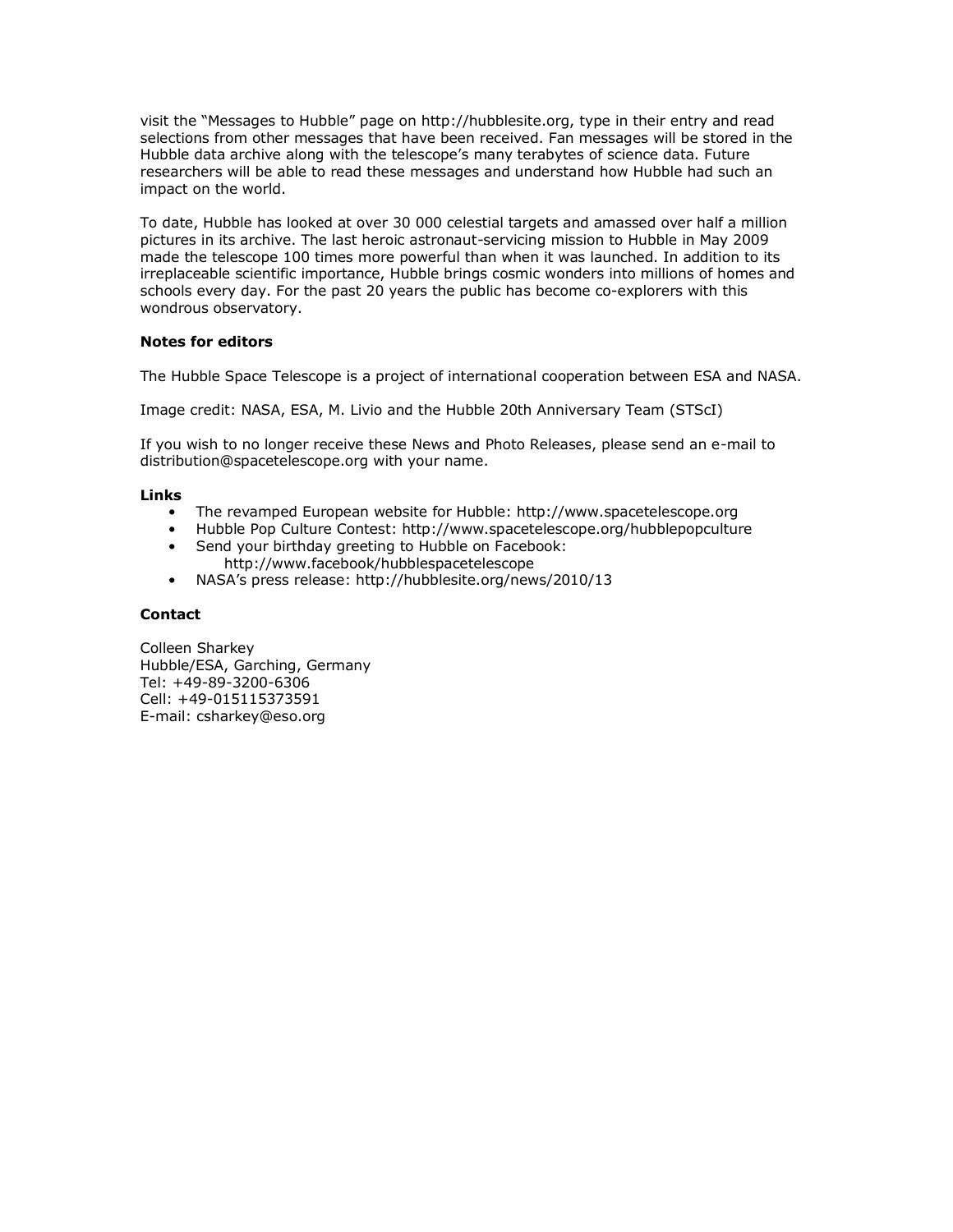visit the "Messages to Hubble" page on http://hubblesite.org, type in their entry and read selections from other messages that have been received. Fan messages will be stored in the Hubble data archive along with the telescope's many terabytes of science data. Future researchers will be able to read these messages and understand how Hubble had such an impact on the world.

To date, Hubble has looked at over 30 000 celestial targets and amassed over half a million pictures in its archive. The last heroic astronaut-servicing mission to Hubble in May 2009 made the telescope 100 times more powerful than when it was launched. In addition to its irreplaceable scientific importance, Hubble brings cosmic wonders into millions of homes and schools every day. For the past 20 years the public has become co-explorers with this wondrous observatory.

**Notes for editors**

The Hubble Space Telescope is a project of international cooperation between ESA and NASA.

Image credit: NASA, ESA, M. Livio and the Hubble 20th Anniversary Team (STScI)

If you wish to no longer receive these News and Photo Releases, please send an e-mail to distribution@spacetelescope.org with your name.

**Links**

- The revamped European website for Hubble: http://www.spacetelescope.org
- Hubble Pop Culture Contest: http://www.spacetelescope.org/hubblepopculture
- Send your birthday greeting to Hubble on Facebook: http://www.facebook/hubblespacetelescope
- NASA's press release: http://hubblesite.org/news/2010/13

**Contact**

Colleen Sharkey
Hubble/ESA, Garching, Germany
Tel: +49-89-3200-6306
Cell: +49-015115373591
E-mail: csharkey@eso.org